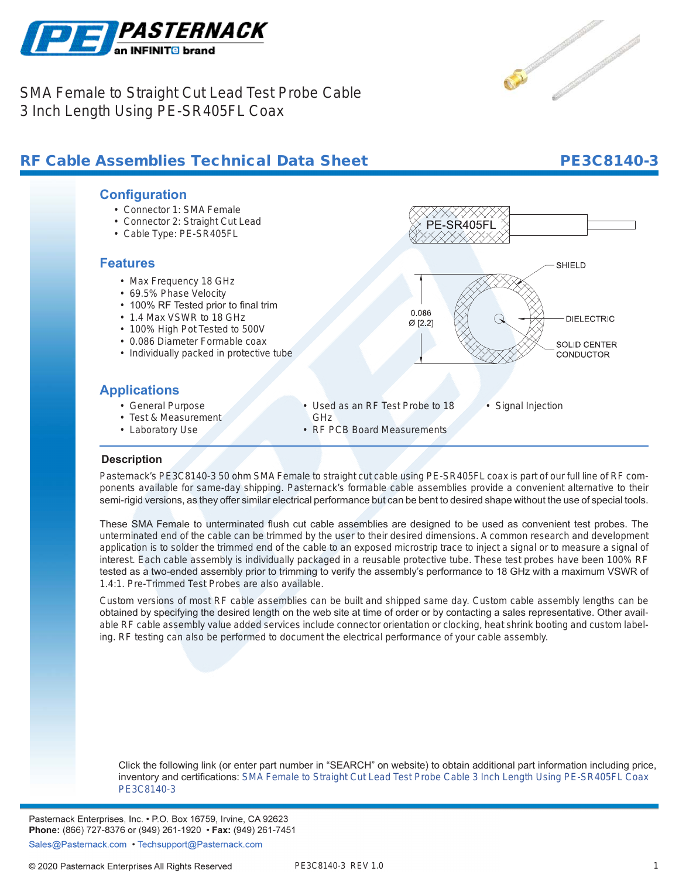SMA Female to Straight Cut Lead Test Probe Cable
3 Inch Length Using PE-SR405FL Coax

## RF Cable Assemblies Technical Data Sheet

**PE3C8140-3**

### Configuration

- Connector 1: SMA Female
- Connector 2: Straight Cut Lead
- Cable Type: PE-SR405FL

PE-SR405FL

SHIELD

DIELECTRIC

SOLID CENTER CONDUCTOR

0.086
Ø [2.2]

### Features

- Max Frequency 18 GHz
- 69.5% Phase Velocity
- 100% RF Tested prior to final trim
- 1.4 Max VSWR to 18 GHz
- 100% High Pot Tested to 500V
- 0.086 Diameter Formable coax
- Individually packed in protective tube

### Applications

- General Purpose
- Test & Measurement
- Laboratory Use
- Used as an RF Test Probe to 18 GHz
- RF PCB Board Measurements
- Signal Injection

### Description

Pasternack's PE3C8140-3 50 ohm SMA Female to straight cut cable using PE-SR405FL coax is part of our full line of RF components available for same-day shipping. Pasternack's formable cable assemblies provide a convenient alternative to their semi-rigid versions, as they offer similar electrical performance but can be bent to desired shape without the use of special tools.

These SMA Female to unterminated flush cut cable assemblies are designed to be used as convenient test probes. The unterminated end of the cable can be trimmed by the user to their desired dimensions. A common research and development application is to solder the trimmed end of the cable to an exposed microstrip trace to inject a signal or to measure a signal of interest. Each cable assembly is individually packaged in a reusable protective tube. These test probes have been 100% RF tested as a two-ended assembly prior to trimming to verify the assembly's performance to 18 GHz with a maximum VSWR of 1.4:1. Pre-Trimmed Test Probes are also available.

Custom versions of most RF cable assemblies can be built and shipped same day. Custom cable assembly lengths can be obtained by specifying the desired length on the web site at time of order or by contacting a sales representative. Other available RF cable assembly value added services include connector orientation or clocking, heat shrink booting and custom labeling. RF testing can also be performed to document the electrical performance of your cable assembly.

Click the following link (or enter part number in "SEARCH" on website) to obtain additional part information including price, inventory and certifications: SMA Female to Straight Cut Lead Test Probe Cable 3 Inch Length Using PE-SR405FL Coax PE3C8140-3

Pasternack Enterprises, Inc. • P.O. Box 16759, Irvine, CA 92623
**Phone:** (866) 727-8376 or (949) 261-1920 • **Fax:** (949) 261-7451
Sales@Pasternack.com • Techsupport@Pasternack.com

© 2020 Pasternack Enterprises All Rights Reserved

PE3C8140-3 REV 1.0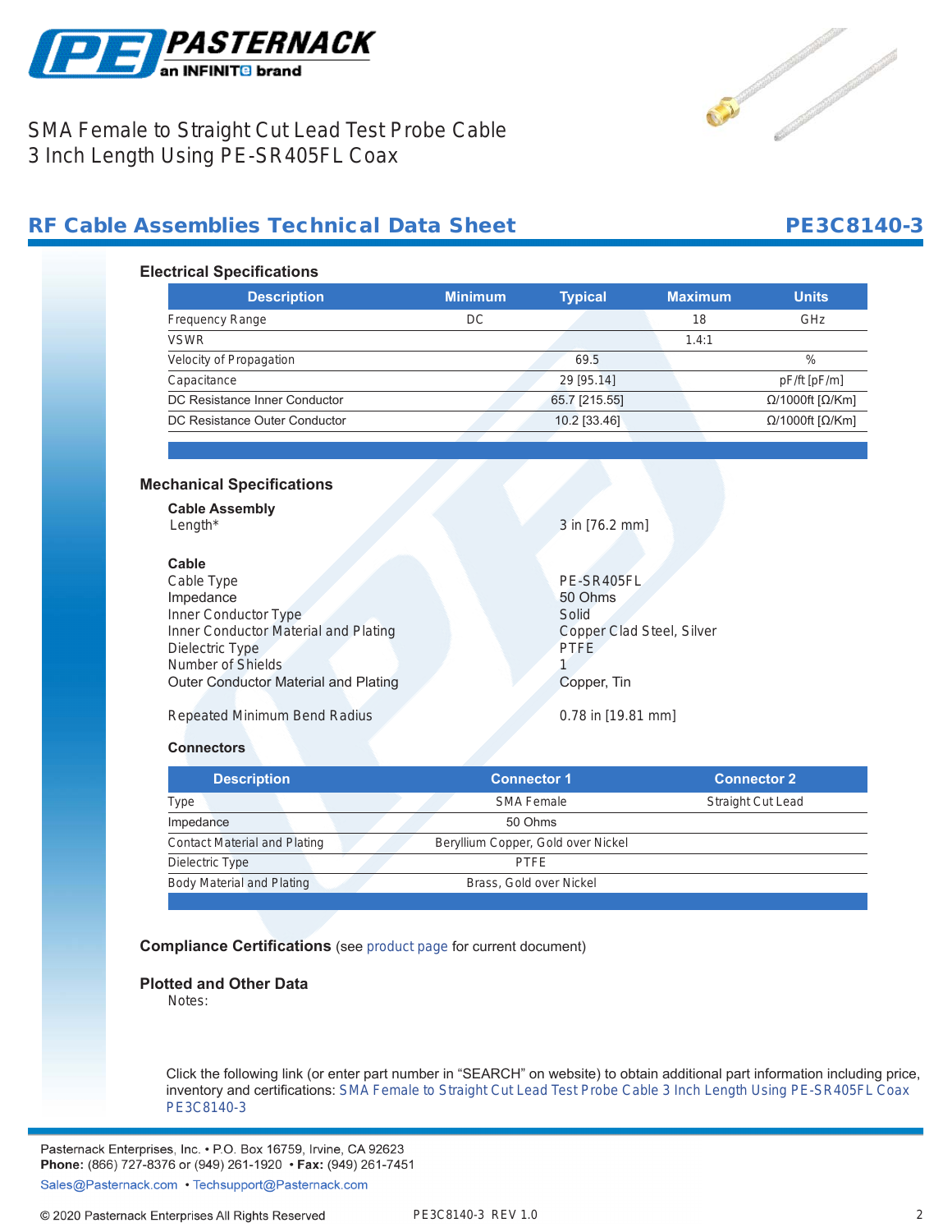SMA Female to Straight Cut Lead Test Probe Cable 3 Inch Length Using PE-SR405FL Coax

## RF Cable Assemblies Technical Data Sheet — PE3C8140-3

### Electrical Specifications

| Description | Minimum | Typical | Maximum | Units |
|---|---|---|---|---|
| Frequency Range | DC | | 18 | GHz |
| VSWR | | | 1.4:1 | |
| Velocity of Propagation | | 69.5 | | % |
| Capacitance | | 29 [95.14] | | pF/ft [pF/m] |
| DC Resistance Inner Conductor | | 65.7 [215.55] | | Ω/1000ft [Ω/Km] |
| DC Resistance Outer Conductor | | 10.2 [33.46] | | Ω/1000ft [Ω/Km] |

### Mechanical Specifications

**Cable Assembly**

Length* — 3 in [76.2 mm]

**Cable**

| | |
|---|---|
| Cable Type | PE-SR405FL |
| Impedance | 50 Ohms |
| Inner Conductor Type | Solid |
| Inner Conductor Material and Plating | Copper Clad Steel, Silver |
| Dielectric Type | PTFE |
| Number of Shields | 1 |
| Outer Conductor Material and Plating | Copper, Tin |
| Repeated Minimum Bend Radius | 0.78 in [19.81 mm] |

**Connectors**

| Description | Connector 1 | Connector 2 |
|---|---|---|
| Type | SMA Female | Straight Cut Lead |
| Impedance | 50 Ohms | |
| Contact Material and Plating | Beryllium Copper, Gold over Nickel | |
| Dielectric Type | PTFE | |
| Body Material and Plating | Brass, Gold over Nickel | |

### Compliance Certifications (see product page for current document)

### Plotted and Other Data

Notes:

Click the following link (or enter part number in “SEARCH” on website) to obtain additional part information including price, inventory and certifications: SMA Female to Straight Cut Lead Test Probe Cable 3 Inch Length Using PE-SR405FL Coax PE3C8140-3

Pasternack Enterprises, Inc. • P.O. Box 16759, Irvine, CA 92623
**Phone:** (866) 727-8376 or (949) 261-1920 • **Fax:** (949) 261-7451
Sales@Pasternack.com • Techsupport@Pasternack.com

© 2020 Pasternack Enterprises All Rights Reserved — PE3C8140-3 REV 1.0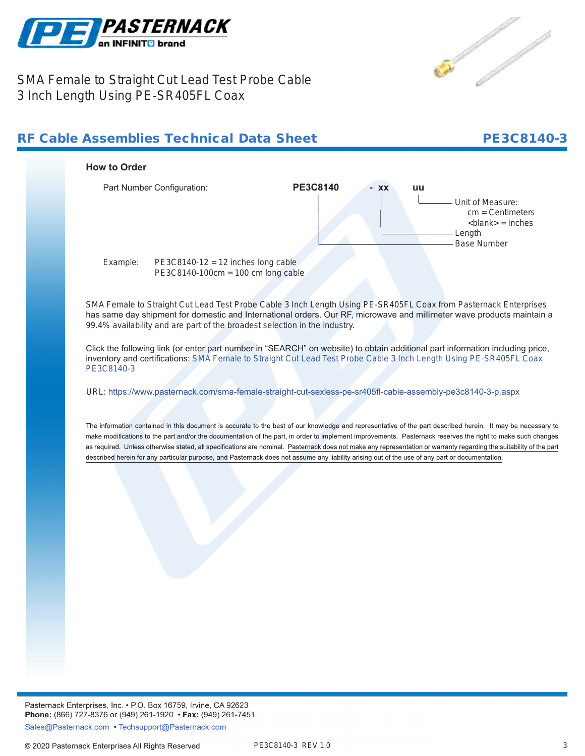SMA Female to Straight Cut Lead Test Probe Cable
3 Inch Length Using PE-SR405FL Coax

## RF Cable Assemblies Technical Data Sheet

**PE3C8140-3**

### How to Order

Part Number Configuration: **PE3C8140 - xx uu**

- **uu** — Unit of Measure:
  - cm = Centimeters
  - <blank> = Inches
- **xx** — Length
- **PE3C8140** — Base Number

Example:
PE3C8140-12 = 12 inches long cable
PE3C8140-100cm = 100 cm long cable

SMA Female to Straight Cut Lead Test Probe Cable 3 Inch Length Using PE-SR405FL Coax from Pasternack Enterprises has same day shipment for domestic and International orders. Our RF, microwave and millimeter wave products maintain a 99.4% availability and are part of the broadest selection in the industry.

Click the following link (or enter part number in "SEARCH" on website) to obtain additional part information including price, inventory and certifications: SMA Female to Straight Cut Lead Test Probe Cable 3 Inch Length Using PE-SR405FL Coax PE3C8140-3

URL: https://www.pasternack.com/sma-female-straight-cut-sexless-pe-sr405fl-cable-assembly-pe3c8140-3-p.aspx

The information contained in this document is accurate to the best of our knowledge and representative of the part described herein. It may be necessary to make modifications to the part and/or the documentation of the part, in order to implement improvements. Pasternack reserves the right to make such changes as required. Unless otherwise stated, all specifications are nominal. Pasternack does not make any representation or warranty regarding the suitability of the part described herein for any particular purpose, and Pasternack does not assume any liability arising out of the use of any part or documentation.

Pasternack Enterprises, Inc. • P.O. Box 16759, Irvine, CA 92623
**Phone:** (866) 727-8376 or (949) 261-1920 • **Fax:** (949) 261-7451
Sales@Pasternack.com • Techsupport@Pasternack.com

© 2020 Pasternack Enterprises All Rights Reserved

PE3C8140-3 REV 1.0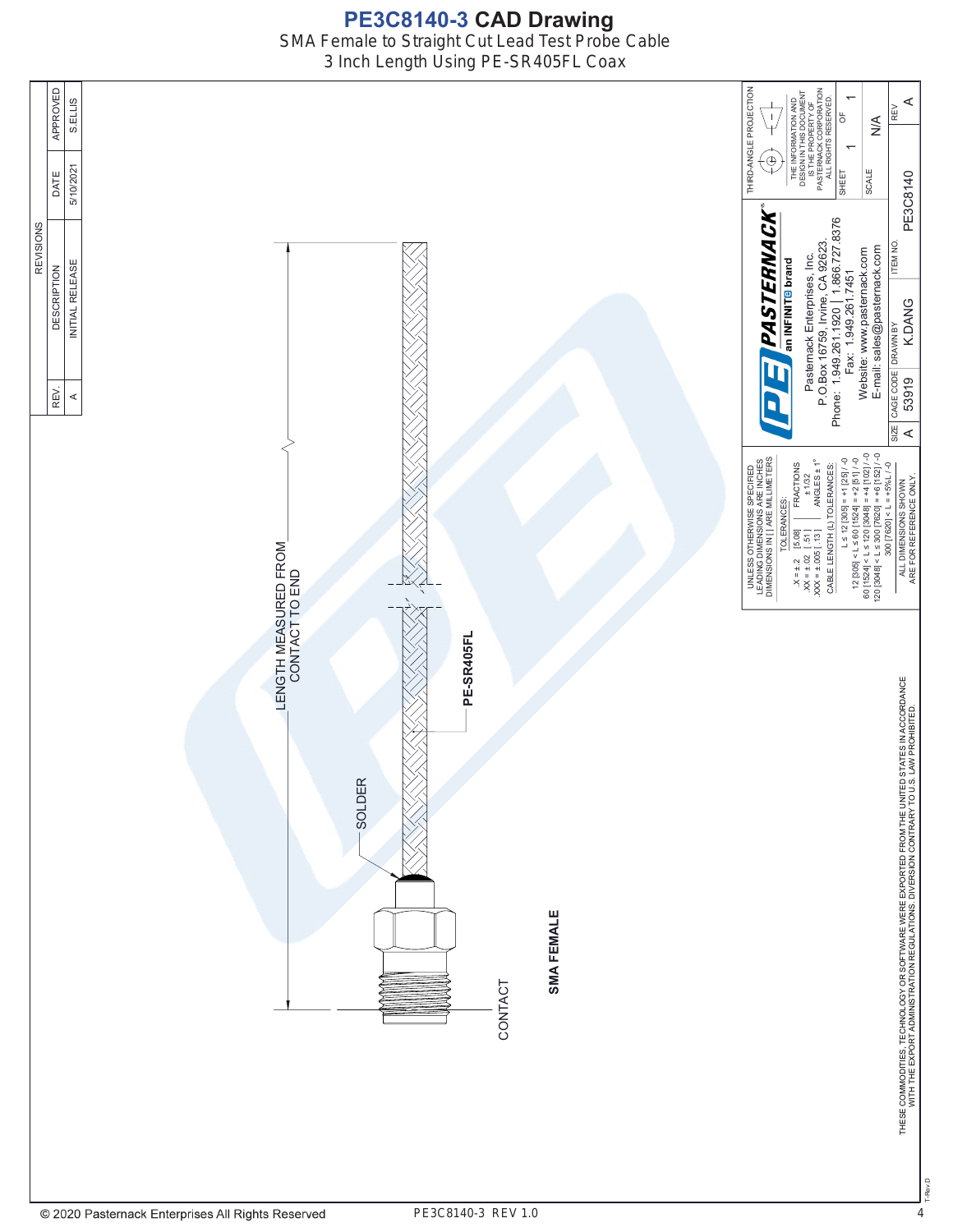# PE3C8140-3 CAD Drawing

SMA Female to Straight Cut Lead Test Probe Cable
3 Inch Length Using PE-SR405FL Coax

| REVISIONS | | | |
|---|---|---|---|
| REV. | DESCRIPTION | DATE | APPROVED |
| A | INITIAL RELEASE | 5/10/2021 | S.ELLIS |

LENGTH MEASURED FROM CONTACT TO END

SOLDER

PE-SR405FL

CONTACT

SMA FEMALE

UNLESS OTHERWISE SPECIFIED
LEADING DIMENSIONS ARE INCHES
DIMENSIONS IN [ ] ARE MILLIMETERS

TOLERANCES:
.X = ±.2 [5.08]
.XX = ±.02 [.51]
.XXX = ±.005 [.13]
FRACTIONS ±1/32
ANGLES ±1°

CABLE LENGTH (L) TOLERANCES:
L ≤ 12 [305] = +1 [25] / -0
12 [305] < L ≤ 60 [1524] = +2 [51] / -0
60 [1524] < L ≤ 120 [3048] = +4 [102] / -0
120 [3048] < L ≤ 300 [7620] = +6 [152] / -0
300 [7620] < L = +5%L / -0

ALL DIMENSIONS SHOWN ARE FOR REFERENCE ONLY.

PASTERNACK® an INFINITE brand
Pasternack Enterprises, Inc.
P.O.Box 16759, Irvine, CA 92623.
Phone: 1.949.261.1920 | 1.866.727.8376
Fax: 1.949.261.7451
Website: www.pasternack.com
E-mail: sales@pasternack.com

THIRD-ANGLE PROJECTION

THE INFORMATION AND DESIGN IN THIS DOCUMENT IS THE PROPERTY OF PASTERNACK CORPORATION ALL RIGHTS RESERVED.

| SIZE | CAGE CODE | DRAWN BY | ITEM NO. | SHEET | SCALE | REV |
|---|---|---|---|---|---|---|
| A | 53919 | K.DANG | PE3C8140 | 1 OF 1 | N/A | A |

THESE COMMODITIES, TECHNOLOGY OR SOFTWARE WERE EXPORTED FROM THE UNITED STATES IN ACCORDANCE WITH THE EXPORT ADMINISTRATION REGULATIONS. DIVERSION CONTRARY TO U.S. LAW PROHIBITED.

© 2020 Pasternack Enterprises All Rights Reserved

PE3C8140-3 REV 1.0